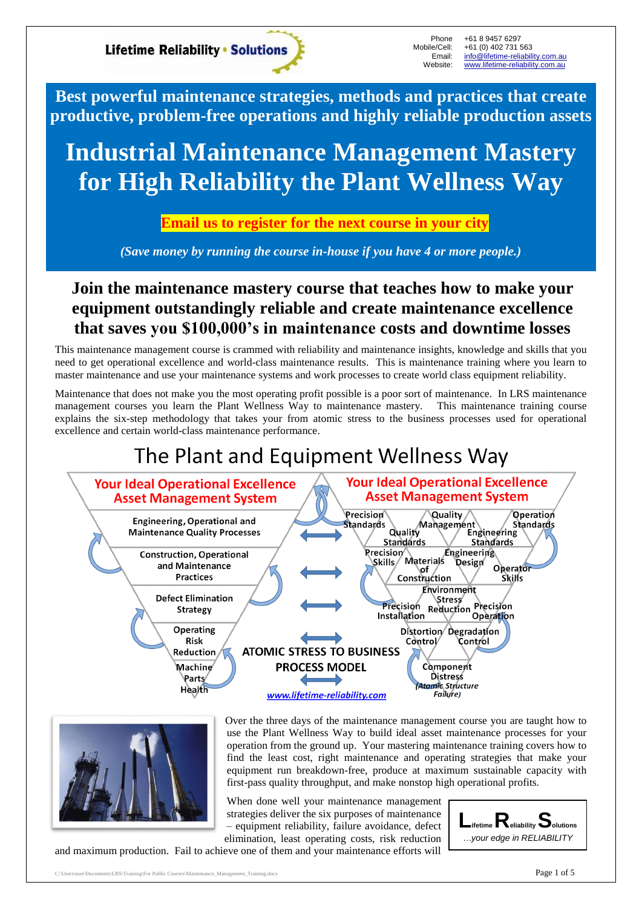Lifetime Reliability • Solutions

Phone +61 8 9457 6297
Mobile/Cell: +61 (0) 402 731 563
Email: info@lifetime-reliability.com.au
Website: www.lifetime-reliability.com.au

**Best powerful maintenance strategies, methods and practices that create productive, problem-free operations and highly reliable production assets**

# Industrial Maintenance Management Mastery for High Reliability the Plant Wellness Way

**Email us to register for the next course in your city**

*(Save money by running the course in-house if you have 4 or more people.)*

## Join the maintenance mastery course that teaches how to make your equipment outstandingly reliable and create maintenance excellence that saves you $100,000's in maintenance costs and downtime losses

This maintenance management course is crammed with reliability and maintenance insights, knowledge and skills that you need to get operational excellence and world-class maintenance results. This is maintenance training where you learn to master maintenance and use your maintenance systems and work processes to create world class equipment reliability.

Maintenance that does not make you the most operating profit possible is a poor sort of maintenance. In LRS maintenance management courses you learn the Plant Wellness Way to maintenance mastery. This maintenance training course explains the six-step methodology that takes your from atomic stress to the business processes used for operational excellence and certain world-class maintenance performance.

## The Plant and Equipment Wellness Way

Your Ideal Operational Excellence Asset Management System

- Engineering, Operational and Maintenance Quality Processes
- Construction, Operational and Maintenance Practices
- Defect Elimination Strategy
- Operating Risk Reduction
- Machine Parts Health

ATOMIC STRESS TO BUSINESS PROCESS MODEL

www.lifetime-reliability.com

Your Ideal Operational Excellence Asset Management System

Precision Standards, Quality Management, Operation Standards, Quality Standards, Engineering Standards, Precision Skills, Materials of Construction, Engineering Design, Operator Skills, Environment, Precision Installation, Stress Reduction, Precision Operation, Distortion Control, Degradation Control, Component Distress (Atomic Structure Failure)

Over the three days of the maintenance management course you are taught how to use the Plant Wellness Way to build ideal asset maintenance processes for your operation from the ground up. Your mastering maintenance training covers how to find the least cost, right maintenance and operating strategies that make your equipment run breakdown-free, produce at maximum sustainable capacity with first-pass quality throughput, and make nonstop high operational profits.

When done well your maintenance management strategies deliver the six purposes of maintenance – equipment reliability, failure avoidance, defect elimination, least operating costs, risk reduction and maximum production. Fail to achieve one of them and your maintenance efforts will

Lifetime Reliability Solutions
*...your edge in RELIABILITY*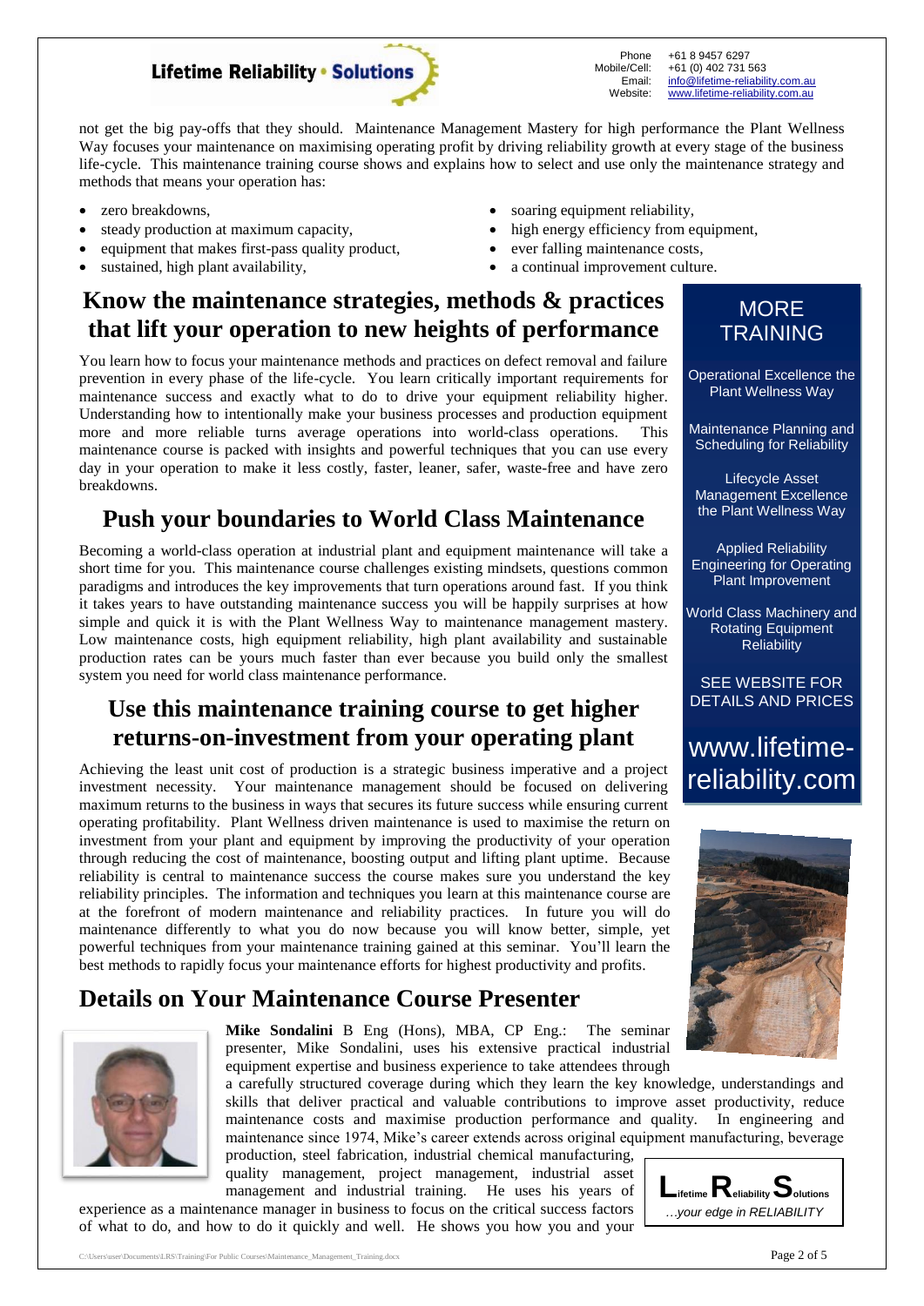not get the big pay-offs that they should. Maintenance Management Mastery for high performance the Plant Wellness Way focuses your maintenance on maximising operating profit by driving reliability growth at every stage of the business life-cycle. This maintenance training course shows and explains how to select and use only the maintenance strategy and methods that means your operation has:

- zero breakdowns,
- steady production at maximum capacity,
- equipment that makes first-pass quality product,
- sustained, high plant availability,
- soaring equipment reliability,
- high energy efficiency from equipment,
- ever falling maintenance costs,
- a continual improvement culture.

## Know the maintenance strategies, methods & practices that lift your operation to new heights of performance

You learn how to focus your maintenance methods and practices on defect removal and failure prevention in every phase of the life-cycle. You learn critically important requirements for maintenance success and exactly what to do to drive your equipment reliability higher. Understanding how to intentionally make your business processes and production equipment more and more reliable turns average operations into world-class operations. This maintenance course is packed with insights and powerful techniques that you can use every day in your operation to make it less costly, faster, leaner, safer, waste-free and have zero breakdowns.

## Push your boundaries to World Class Maintenance

Becoming a world-class operation at industrial plant and equipment maintenance will take a short time for you. This maintenance course challenges existing mindsets, questions common paradigms and introduces the key improvements that turn operations around fast. If you think it takes years to have outstanding maintenance success you will be happily surprises at how simple and quick it is with the Plant Wellness Way to maintenance management mastery. Low maintenance costs, high equipment reliability, high plant availability and sustainable production rates can be yours much faster than ever because you build only the smallest system you need for world class maintenance performance.

## Use this maintenance training course to get higher returns-on-investment from your operating plant

Achieving the least unit cost of production is a strategic business imperative and a project investment necessity. Your maintenance management should be focused on delivering maximum returns to the business in ways that secures its future success while ensuring current operating profitability. Plant Wellness driven maintenance is used to maximise the return on investment from your plant and equipment by improving the productivity of your operation through reducing the cost of maintenance, boosting output and lifting plant uptime. Because reliability is central to maintenance success the course makes sure you understand the key reliability principles. The information and techniques you learn at this maintenance course are at the forefront of modern maintenance and reliability practices. In future you will do maintenance differently to what you do now because you will know better, simple, yet powerful techniques from your maintenance training gained at this seminar. You'll learn the best methods to rapidly focus your maintenance efforts for highest productivity and profits.

## Details on Your Maintenance Course Presenter

**Mike Sondalini** B Eng (Hons), MBA, CP Eng.: The seminar presenter, Mike Sondalini, uses his extensive practical industrial equipment expertise and business experience to take attendees through a carefully structured coverage during which they learn the key knowledge, understandings and skills that deliver practical and valuable contributions to improve asset productivity, reduce maintenance costs and maximise production performance and quality. In engineering and maintenance since 1974, Mike's career extends across original equipment manufacturing, beverage production, steel fabrication, industrial chemical manufacturing, quality management, project management, industrial asset management and industrial training. He uses his years of experience as a maintenance manager in business to focus on the critical success factors of what to do, and how to do it quickly and well. He shows you how you and your

### MORE TRAINING

Operational Excellence the Plant Wellness Way

Maintenance Planning and Scheduling for Reliability

Lifecycle Asset Management Excellence the Plant Wellness Way

Applied Reliability Engineering for Operating Plant Improvement

World Class Machinery and Rotating Equipment Reliability

SEE WEBSITE FOR DETAILS AND PRICES

www.lifetime-reliability.com

Lifetime Reliability Solutions …your edge in RELIABILITY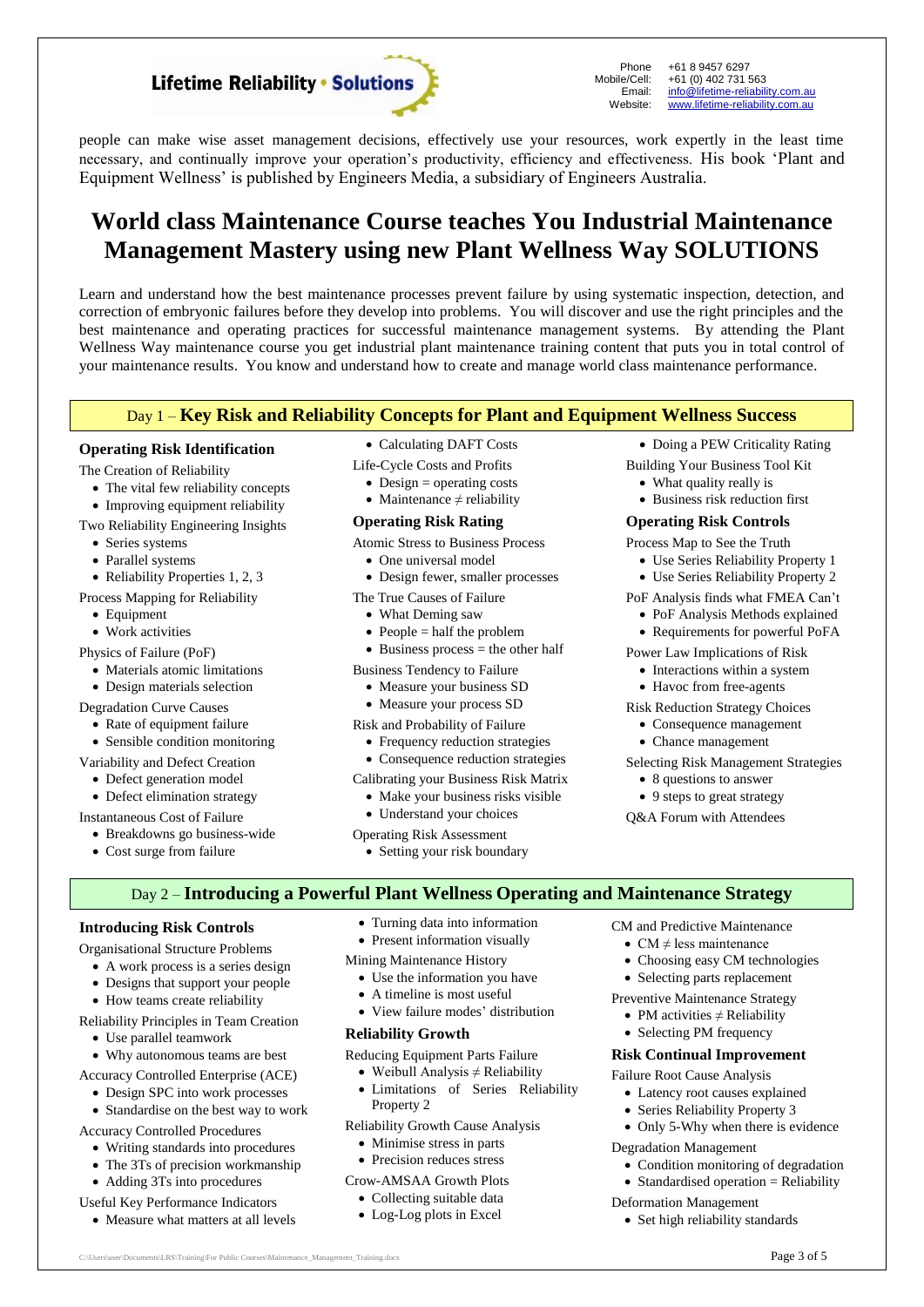people can make wise asset management decisions, effectively use your resources, work expertly in the least time necessary, and continually improve your operation's productivity, efficiency and effectiveness. His book 'Plant and Equipment Wellness' is published by Engineers Media, a subsidiary of Engineers Australia.

# World class Maintenance Course teaches You Industrial Maintenance Management Mastery using new Plant Wellness Way SOLUTIONS

Learn and understand how the best maintenance processes prevent failure by using systematic inspection, detection, and correction of embryonic failures before they develop into problems. You will discover and use the right principles and the best maintenance and operating practices for successful maintenance management systems. By attending the Plant Wellness Way maintenance course you get industrial plant maintenance training content that puts you in total control of your maintenance results. You know and understand how to create and manage world class maintenance performance.

## Day 1 – **Key Risk and Reliability Concepts for Plant and Equipment Wellness Success**

### Operating Risk Identification

The Creation of Reliability
- The vital few reliability concepts
- Improving equipment reliability

Two Reliability Engineering Insights
- Series systems
- Parallel systems
- Reliability Properties 1, 2, 3

Process Mapping for Reliability
- Equipment
- Work activities

Physics of Failure (PoF)
- Materials atomic limitations
- Design materials selection

Degradation Curve Causes
- Rate of equipment failure
- Sensible condition monitoring

Variability and Defect Creation
- Defect generation model
- Defect elimination strategy

Instantaneous Cost of Failure
- Breakdowns go business-wide
- Cost surge from failure
- Calculating DAFT Costs

Life-Cycle Costs and Profits
- Design = operating costs
- Maintenance ≠ reliability

### Operating Risk Rating

Atomic Stress to Business Process
- One universal model
- Design fewer, smaller processes

The True Causes of Failure
- What Deming saw
- People = half the problem
- Business process = the other half

Business Tendency to Failure
- Measure your business SD
- Measure your process SD

Risk and Probability of Failure
- Frequency reduction strategies
- Consequence reduction strategies

Calibrating your Business Risk Matrix
- Make your business risks visible
- Understand your choices

Operating Risk Assessment
- Setting your risk boundary
- Doing a PEW Criticality Rating

Building Your Business Tool Kit
- What quality really is
- Business risk reduction first

### Operating Risk Controls

Process Map to See the Truth
- Use Series Reliability Property 1
- Use Series Reliability Property 2

PoF Analysis finds what FMEA Can't
- PoF Analysis Methods explained
- Requirements for powerful PoFA

Power Law Implications of Risk
- Interactions within a system
- Havoc from free-agents

Risk Reduction Strategy Choices
- Consequence management
- Chance management

Selecting Risk Management Strategies
- 8 questions to answer
- 9 steps to great strategy

Q&A Forum with Attendees

## Day 2 – **Introducing a Powerful Plant Wellness Operating and Maintenance Strategy**

### Introducing Risk Controls

Organisational Structure Problems
- A work process is a series design
- Designs that support your people
- How teams create reliability

Reliability Principles in Team Creation
- Use parallel teamwork
- Why autonomous teams are best

Accuracy Controlled Enterprise (ACE)
- Design SPC into work processes
- Standardise on the best way to work

Accuracy Controlled Procedures
- Writing standards into procedures
- The 3Ts of precision workmanship
- Adding 3Ts into procedures

Useful Key Performance Indicators
- Measure what matters at all levels
- Turning data into information
- Present information visually

Mining Maintenance History
- Use the information you have
- A timeline is most useful
- View failure modes' distribution

### Reliability Growth

Reducing Equipment Parts Failure
- Weibull Analysis ≠ Reliability
- Limitations of Series Reliability Property 2

Reliability Growth Cause Analysis
- Minimise stress in parts
- Precision reduces stress

Crow-AMSAA Growth Plots
- Collecting suitable data
- Log-Log plots in Excel

CM and Predictive Maintenance
- CM ≠ less maintenance
- Choosing easy CM technologies
- Selecting parts replacement

Preventive Maintenance Strategy
- PM activities ≠ Reliability
- Selecting PM frequency

### Risk Continual Improvement

Failure Root Cause Analysis
- Latency root causes explained
- Series Reliability Property 3
- Only 5-Why when there is evidence

Degradation Management
- Condition monitoring of degradation
- Standardised operation = Reliability

Deformation Management
- Set high reliability standards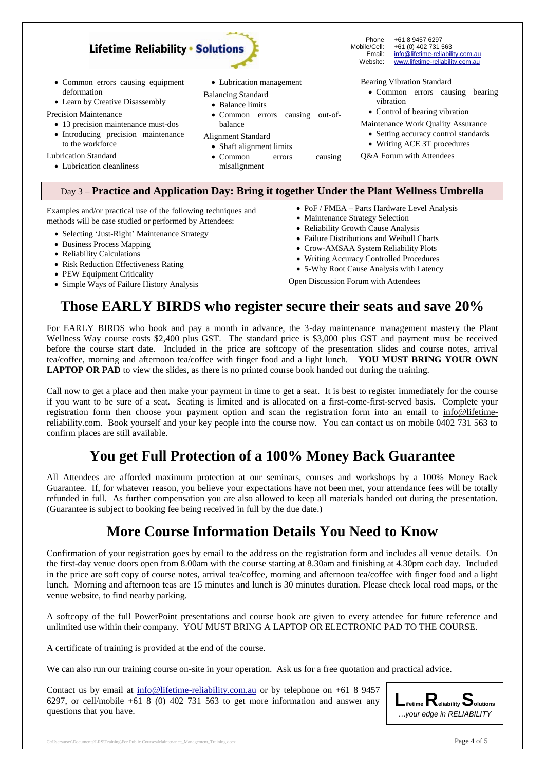Lifetime Reliability • Solutions

Phone +61 8 9457 6297
Mobile/Cell: +61 (0) 402 731 563
Email: info@lifetime-reliability.com.au
Website: www.lifetime-reliability.com.au

- Common errors causing equipment deformation
- Learn by Creative Disassembly

Precision Maintenance

- 13 precision maintenance must-dos
- Introducing precision maintenance to the workforce

Lubrication Standard

- Lubrication cleanliness
- Lubrication management

Balancing Standard

- Balance limits
- Common errors causing out-of-balance

Alignment Standard

- Shaft alignment limits
- Common errors causing misalignment

Bearing Vibration Standard

- Common errors causing bearing vibration
- Control of bearing vibration

Maintenance Work Quality Assurance

- Setting accuracy control standards
- Writing ACE 3T procedures

Q&A Forum with Attendees

## Day 3 – **Practice and Application Day: Bring it together Under the Plant Wellness Umbrella**

Examples and/or practical use of the following techniques and methods will be case studied or performed by Attendees:

- Selecting 'Just-Right' Maintenance Strategy
- Business Process Mapping
- Reliability Calculations
- Risk Reduction Effectiveness Rating
- PEW Equipment Criticality
- Simple Ways of Failure History Analysis
- PoF / FMEA – Parts Hardware Level Analysis
- Maintenance Strategy Selection
- Reliability Growth Cause Analysis
- Failure Distributions and Weibull Charts
- Crow-AMSAA System Reliability Plots
- Writing Accuracy Controlled Procedures
- 5-Why Root Cause Analysis with Latency

Open Discussion Forum with Attendees

# Those EARLY BIRDS who register secure their seats and save 20%

For EARLY BIRDS who book and pay a month in advance, the 3-day maintenance management mastery the Plant Wellness Way course costs $2,400 plus GST. The standard price is $3,000 plus GST and payment must be received before the course start date. Included in the price are softcopy of the presentation slides and course notes, arrival tea/coffee, morning and afternoon tea/coffee with finger food and a light lunch. **YOU MUST BRING YOUR OWN LAPTOP OR PAD** to view the slides, as there is no printed course book handed out during the training.

Call now to get a place and then make your payment in time to get a seat. It is best to register immediately for the course if you want to be sure of a seat. Seating is limited and is allocated on a first-come-first-served basis. Complete your registration form then choose your payment option and scan the registration form into an email to info@lifetime-reliability.com. Book yourself and your key people into the course now. You can contact us on mobile 0402 731 563 to confirm places are still available.

# You get Full Protection of a 100% Money Back Guarantee

All Attendees are afforded maximum protection at our seminars, courses and workshops by a 100% Money Back Guarantee. If, for whatever reason, you believe your expectations have not been met, your attendance fees will be totally refunded in full. As further compensation you are also allowed to keep all materials handed out during the presentation. (Guarantee is subject to booking fee being received in full by the due date.)

# More Course Information Details You Need to Know

Confirmation of your registration goes by email to the address on the registration form and includes all venue details. On the first-day venue doors open from 8.00am with the course starting at 8.30am and finishing at 4.30pm each day. Included in the price are soft copy of course notes, arrival tea/coffee, morning and afternoon tea/coffee with finger food and a light lunch. Morning and afternoon teas are 15 minutes and lunch is 30 minutes duration. Please check local road maps, or the venue website, to find nearby parking.

A softcopy of the full PowerPoint presentations and course book are given to every attendee for future reference and unlimited use within their company. YOU MUST BRING A LAPTOP OR ELECTRONIC PAD TO THE COURSE.

A certificate of training is provided at the end of the course.

We can also run our training course on-site in your operation. Ask us for a free quotation and practical advice.

Contact us by email at info@lifetime-reliability.com.au or by telephone on +61 8 9457 6297, or cell/mobile +61 8 (0) 402 731 563 to get more information and answer any questions that you have.

Lifetime Reliability Solutions
*…your edge in RELIABILITY*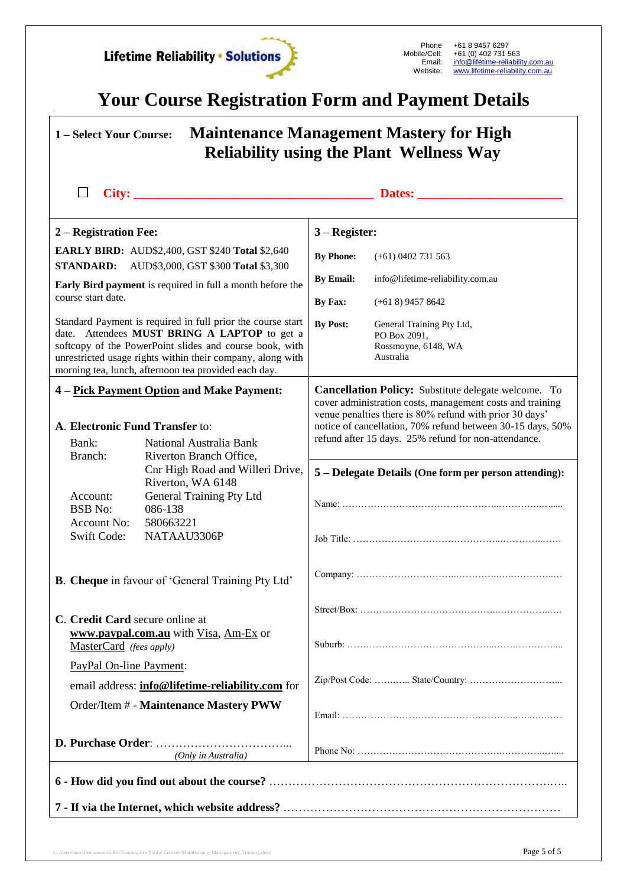Lifetime Reliability • Solutions

Phone +61 8 9457 6297
Mobile/Cell: +61 (0) 402 731 563
Email: info@lifetime-reliability.com.au
Website: www.lifetime-reliability.com.au

# Your Course Registration Form and Payment Details

**1 – Select Your Course:** **Maintenance Management Mastery for High Reliability using the Plant Wellness Way**

☐ **City: ____________________________________ Dates: ______________________**

## 2 – Registration Fee:

**EARLY BIRD:** AUD$2,400, GST $240 **Total** $2,640
**STANDARD:** AUD$3,000, GST $300 **Total** $3,300

**Early Bird payment** is required in full a month before the course start date.

Standard Payment is required in full prior the course start date. Attendees **MUST BRING A LAPTOP** to get a softcopy of the PowerPoint slides and course book, with unrestricted usage rights within their company, along with morning tea, lunch, afternoon tea provided each day.

## 3 – Register:

**By Phone:** (+61) 0402 731 563

**By Email:** info@lifetime-reliability.com.au

**By Fax:** (+61 8) 9457 8642

**By Post:** General Training Pty Ltd, PO Box 2091, Rossmoyne, 6148, WA Australia

## 4 – Pick Payment Option and Make Payment:

**A. Electronic Fund Transfer** to:

Bank: National Australia Bank
Branch: Riverton Branch Office, Cnr High Road and Willeri Drive, Riverton, WA 6148
Account: General Training Pty Ltd
BSB No: 086-138
Account No: 580663221
Swift Code: NATAAU3306P

**B. Cheque** in favour of 'General Training Pty Ltd'

**C. Credit Card** secure online at **www.paypal.com.au** with Visa, Am-Ex or MasterCard *(fees apply)*

PayPal On-line Payment:

email address: **info@lifetime-reliability.com** for

Order/Item # - **Maintenance Mastery PWW**

**D. Purchase Order**: ……………………………...
*(Only in Australia)*

**Cancellation Policy:** Substitute delegate welcome. To cover administration costs, management costs and training venue penalties there is 80% refund with prior 30 days' notice of cancellation, 70% refund between 30-15 days, 50% refund after 15 days. 25% refund for non-attendance.

## 5 – Delegate Details (One form per person attending):

Name: ……………………………………………………………………

Job Title: ………………………………………………………………

Company: ………………………………………………………………

Street/Box: ……………………………………………………………

Suburb: …………………………………………………………………

Zip/Post Code: ……….. State/Country: ………………………...

Email: …………………………………………………………………

Phone No: ………………………………………………………………

**6 - How did you find out about the course?** ……………………………………………………………………

**7 - If via the Internet, which website address?** ……………………………………………………………

C:\Users\user\Documents\LRS\Training\For Public Courses\Maintenance_Management_Training.docx